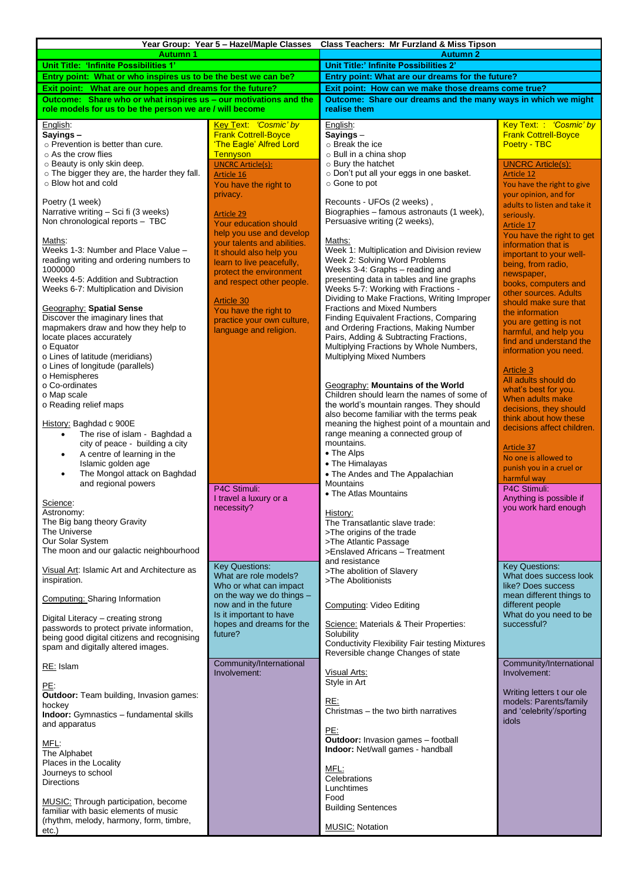**Year Group: Year 5 – Hazel/Maple Classes   Class Teachers: Mr Furzland & Miss Tipson**

| Autumn 1 | | Autumn 2 | |
|---|---|---|---|
| **Unit Title: 'Infinite Possibilities 1'** | | **Unit Title:' Infinite Possibilities 2'** | |
| **Entry point: What or who inspires us to be the best we can be?** | | **Entry point: What are our dreams for the future?** | |
| **Exit point: What are our hopes and dreams for the future?** | | **Exit point: How can we make those dreams come true?** | |
| **Outcome: Share who or what inspires us – our motivations and the role models for us to be the person we are / will become** | | **Outcome: Share our dreams and the many ways in which we might realise them** | |
| English:<br>**Sayings –**<br>○ Prevention is better than cure.<br>○ As the crow flies<br>○ Beauty is only skin deep.<br>○ The bigger they are, the harder they fall.<br>○ Blow hot and cold<br><br>Poetry (1 week)<br>Narrative writing – Sci fi (3 weeks)<br>Non chronological reports – TBC<br><br>Maths:<br>Weeks 1-3: Number and Place Value – reading writing and ordering numbers to 1000000<br>Weeks 4-5: Addition and Subtraction<br>Weeks 6-7: Multiplication and Division<br><br>Geography: **Spatial Sense**<br>Discover the imaginary lines that mapmakers draw and how they help to locate places accurately<br>o Equator<br>o Lines of latitude (meridians)<br>o Lines of longitude (parallels)<br>o Hemispheres<br>o Co-ordinates<br>o Map scale<br>o Reading relief maps<br><br>History: Baghdad c 900E<br>• The rise of islam - Baghdad a city of peace - building a city<br>• A centre of learning in the Islamic golden age<br>• The Mongol attack on Baghdad and regional powers<br><br>Science:<br>Astronomy:<br>The Big bang theory Gravity<br>The Universe<br>Our Solar System<br>The moon and our galactic neighbourhood<br><br>Visual Art: Islamic Art and Architecture as inspiration.<br><br>Computing: Sharing Information<br><br>Digital Literacy – creating strong passwords to protect private information, being good digital citizens and recognising spam and digitally altered images.<br><br>RE: Islam<br><br>PE:<br>**Outdoor:** Team building, Invasion games: hockey<br>**Indoor:** Gymnastics – fundamental skills and apparatus<br><br>MFL:<br>The Alphabet<br>Places in the Locality<br>Journeys to school<br>Directions<br><br>MUSIC: Through participation, become familiar with basic elements of music (rhythm, melody, harmony, form, timbre, etc.) | Key Text: *'Cosmic' by* Frank Cottrell-Boyce<br>'The Eagle' Alfred Lord Tennyson<br><br>UNCRC Article(s):<br>Article 16<br>You have the right to privacy.<br><br>Article 29<br>Your education should help you use and develop your talents and abilities. It should also help you learn to live peacefully, protect the environment and respect other people.<br><br>Article 30<br>You have the right to practice your own culture, language and religion.<br><br>P4C Stimuli:<br>I travel a luxury or a necessity?<br><br>Key Questions:<br>What are role models?<br>Who or what can impact on the way we do things – now and in the future<br>Is it important to have hopes and dreams for the future?<br><br>Community/International Involvement: | English:<br>**Sayings** –<br>○ Break the ice<br>○ Bull in a china shop<br>○ Bury the hatchet<br>○ Don't put all your eggs in one basket.<br>○ Gone to pot<br><br>Recounts - UFOs (2 weeks) ,<br>Biographies – famous astronauts (1 week),<br>Persuasive writing (2 weeks),<br><br>Maths:<br>Week 1: Multiplication and Division review<br>Week 2: Solving Word Problems<br>Weeks 3-4: Graphs – reading and presenting data in tables and line graphs<br>Weeks 5-7: Working with Fractions - Dividing to Make Fractions, Writing Improper Fractions and Mixed Numbers<br>Finding Equivalent Fractions, Comparing and Ordering Fractions, Making Number Pairs, Adding & Subtracting Fractions, Multiplying Fractions by Whole Numbers, Multiplying Mixed Numbers<br><br>Geography: **Mountains of the World**<br>Children should learn the names of some of the world's mountain ranges. They should also become familiar with the terms peak meaning the highest point of a mountain and range meaning a connected group of mountains.<br>• The Alps<br>• The Himalayas<br>• The Andes and The Appalachian Mountains<br>• The Atlas Mountains<br><br>History:<br>The Transatlantic slave trade:<br>>The origins of the trade<br>>The Atlantic Passage<br>>Enslaved Africans – Treatment and resistance<br>>The abolition of Slavery<br>>The Abolitionists<br><br>Computing: Video Editing<br><br>Science: Materials & Their Properties:<br>Solubility<br>Conductivity Flexibility Fair testing Mixtures<br>Reversible change Changes of state<br><br>Visual Arts:<br>Style in Art<br><br>RE:<br>Christmas – the two birth narratives<br><br>PE:<br>**Outdoor:** Invasion games – football<br>**Indoor:** Net/wall games - handball<br><br>MFL:<br>Celebrations<br>Lunchtimes<br>Food<br>Building Sentences<br><br>MUSIC: Notation | Key Text: : *'Cosmic' by* Frank Cottrell-Boyce<br>Poetry - TBC<br><br>UNCRC Article(s):<br>Article 12<br>You have the right to give your opinion, and for adults to listen and take it seriously.<br>Article 17<br>You have the right to get information that is important to your well-being, from radio, newspaper, books, computers and other sources. Adults should make sure that the information you are getting is not harmful, and help you find and understand the information you need.<br><br>Article 3<br>All adults should do what's best for you. When adults make decisions, they should think about how these decisions affect children.<br><br>Article 37<br>No one is allowed to punish you in a cruel or harmful way<br><br>P4C Stimuli:<br>Anything is possible if you work hard enough<br><br>Key Questions:<br>What does success look like? Does success mean different things to different people<br>What do you need to be successful?<br><br>Community/International Involvement:<br><br>Writing letters t our ole models: Parents/family and 'celebrity'/sporting idols |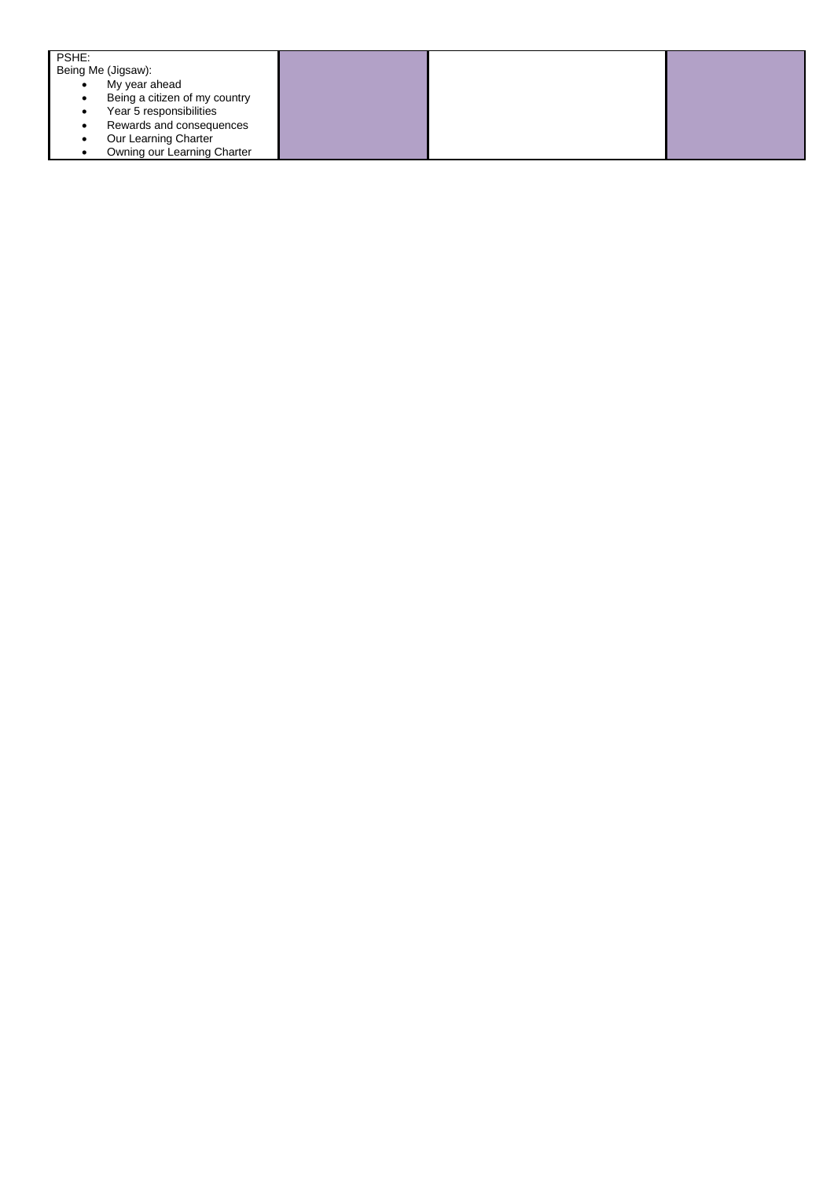| | | | |
|---|---|---|---|
| PSHE:<br>Being Me (Jigsaw):<br>• My year ahead<br>• Being a citizen of my country<br>• Year 5 responsibilities<br>• Rewards and consequences<br>• Our Learning Charter<br>• Owning our Learning Charter | | | |